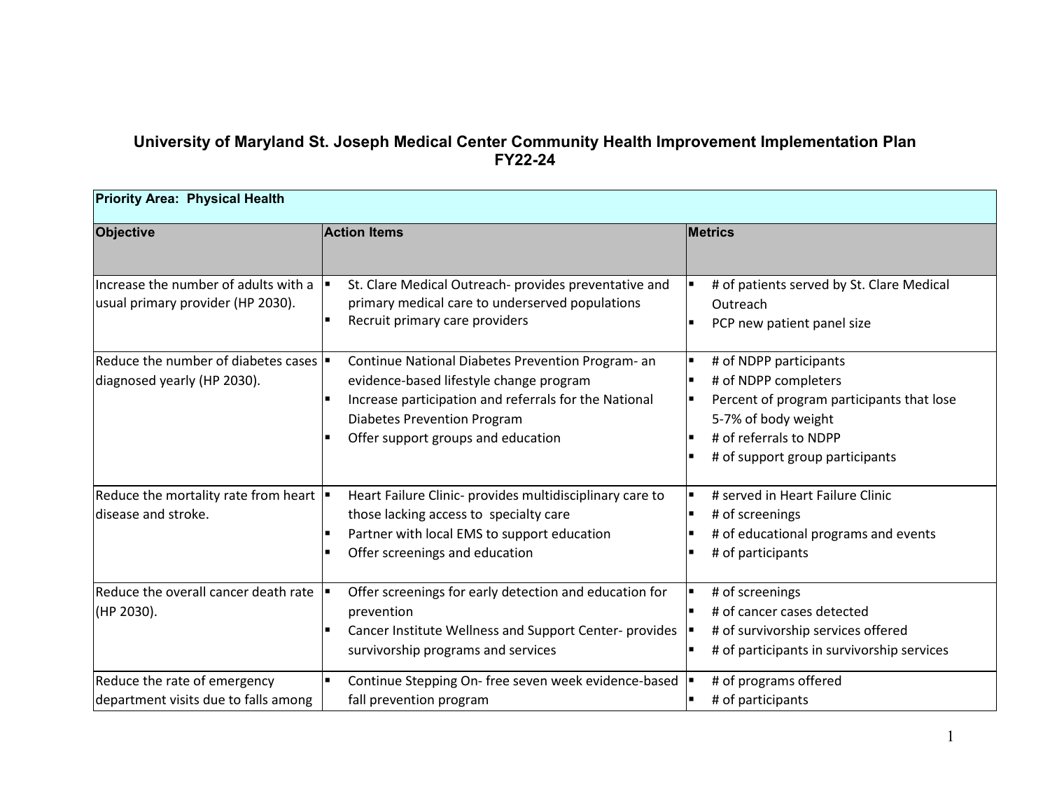# University of Maryland St. Joseph Medical Center Community Health Improvement Implementation Plan FY22-24

| Priority Area: Physical Health | | |
|---|---|---|
| **Objective** | **Action Items** | **Metrics** |
| Increase the number of adults with a usual primary provider (HP 2030). | ▪ St. Clare Medical Outreach- provides preventative and primary medical care to underserved populations<br>▪ Recruit primary care providers | ▪ # of patients served by St. Clare Medical Outreach<br>▪ PCP new patient panel size |
| Reduce the number of diabetes cases diagnosed yearly (HP 2030). | ▪ Continue National Diabetes Prevention Program- an evidence-based lifestyle change program<br>▪ Increase participation and referrals for the National Diabetes Prevention Program<br>▪ Offer support groups and education | ▪ # of NDPP participants<br>▪ # of NDPP completers<br>▪ Percent of program participants that lose 5-7% of body weight<br>▪ # of referrals to NDPP<br>▪ # of support group participants |
| Reduce the mortality rate from heart disease and stroke. | ▪ Heart Failure Clinic- provides multidisciplinary care to those lacking access to specialty care<br>▪ Partner with local EMS to support education<br>▪ Offer screenings and education | ▪ # served in Heart Failure Clinic<br>▪ # of screenings<br>▪ # of educational programs and events<br>▪ # of participants |
| Reduce the overall cancer death rate (HP 2030). | ▪ Offer screenings for early detection and education for prevention<br>▪ Cancer Institute Wellness and Support Center- provides survivorship programs and services | ▪ # of screenings<br>▪ # of cancer cases detected<br>▪ # of survivorship services offered<br>▪ # of participants in survivorship services |
| Reduce the rate of emergency department visits due to falls among | ▪ Continue Stepping On- free seven week evidence-based fall prevention program | ▪ # of programs offered<br>▪ # of participants |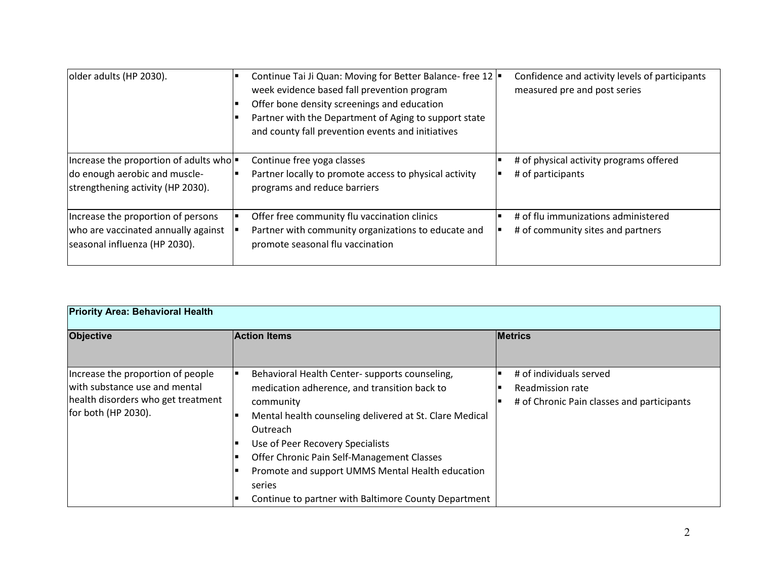| | | |
|---|---|---|
| older adults (HP 2030). | ▪ Continue Tai Ji Quan: Moving for Better Balance- free 12 week evidence based fall prevention program<br>▪ Offer bone density screenings and education<br>▪ Partner with the Department of Aging to support state and county fall prevention events and initiatives | ▪ Confidence and activity levels of participants measured pre and post series |
| Increase the proportion of adults who do enough aerobic and muscle-strengthening activity (HP 2030). | ▪ Continue free yoga classes<br>▪ Partner locally to promote access to physical activity programs and reduce barriers | ▪ # of physical activity programs offered<br>▪ # of participants |
| Increase the proportion of persons who are vaccinated annually against seasonal influenza (HP 2030). | ▪ Offer free community flu vaccination clinics<br>▪ Partner with community organizations to educate and promote seasonal flu vaccination | ▪ # of flu immunizations administered<br>▪ # of community sites and partners |

| **Priority Area: Behavioral Health** | | |
|---|---|---|
| **Objective** | **Action Items** | **Metrics** |
| Increase the proportion of people with substance use and mental health disorders who get treatment for both (HP 2030). | ▪ Behavioral Health Center- supports counseling, medication adherence, and transition back to community<br>▪ Mental health counseling delivered at St. Clare Medical Outreach<br>▪ Use of Peer Recovery Specialists<br>▪ Offer Chronic Pain Self-Management Classes<br>▪ Promote and support UMMS Mental Health education series<br>▪ Continue to partner with Baltimore County Department | ▪ # of individuals served<br>▪ Readmission rate<br>▪ # of Chronic Pain classes and participants |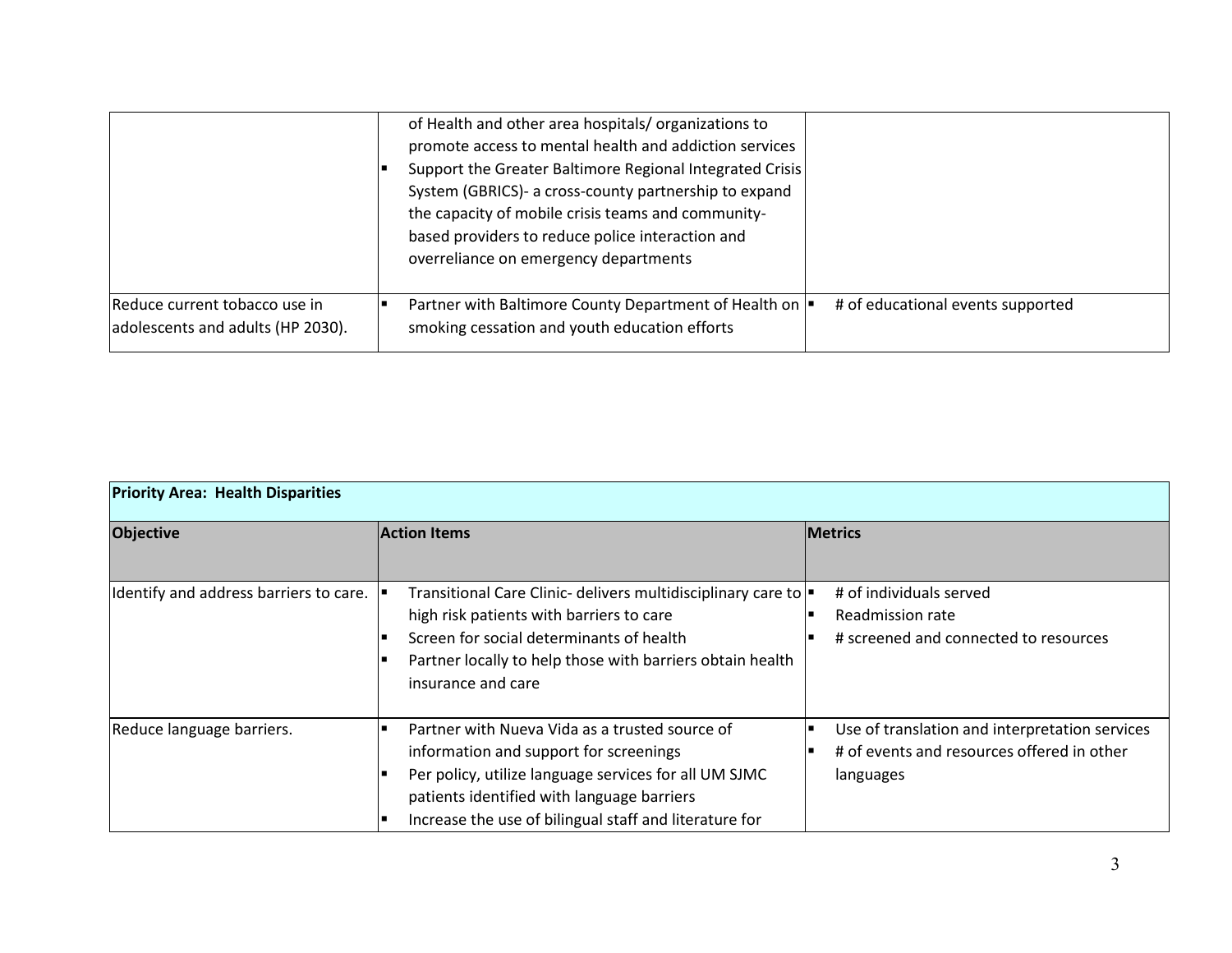| | | |
|---|---|---|
| | of Health and other area hospitals/ organizations to promote access to mental health and addiction services<br>▪ Support the Greater Baltimore Regional Integrated Crisis System (GBRICS)- a cross-county partnership to expand the capacity of mobile crisis teams and community-based providers to reduce police interaction and overreliance on emergency departments | |
| Reduce current tobacco use in adolescents and adults (HP 2030). | ▪ Partner with Baltimore County Department of Health on smoking cessation and youth education efforts | ▪ # of educational events supported |

| **Priority Area: Health Disparities** | | |
|---|---|---|
| **Objective** | **Action Items** | **Metrics** |
| Identify and address barriers to care. | ▪ Transitional Care Clinic- delivers multidisciplinary care to high risk patients with barriers to care<br>▪ Screen for social determinants of health<br>▪ Partner locally to help those with barriers obtain health insurance and care | ▪ # of individuals served<br>▪ Readmission rate<br>▪ # screened and connected to resources |
| Reduce language barriers. | ▪ Partner with Nueva Vida as a trusted source of information and support for screenings<br>▪ Per policy, utilize language services for all UM SJMC patients identified with language barriers<br>▪ Increase the use of bilingual staff and literature for | ▪ Use of translation and interpretation services<br>▪ # of events and resources offered in other languages |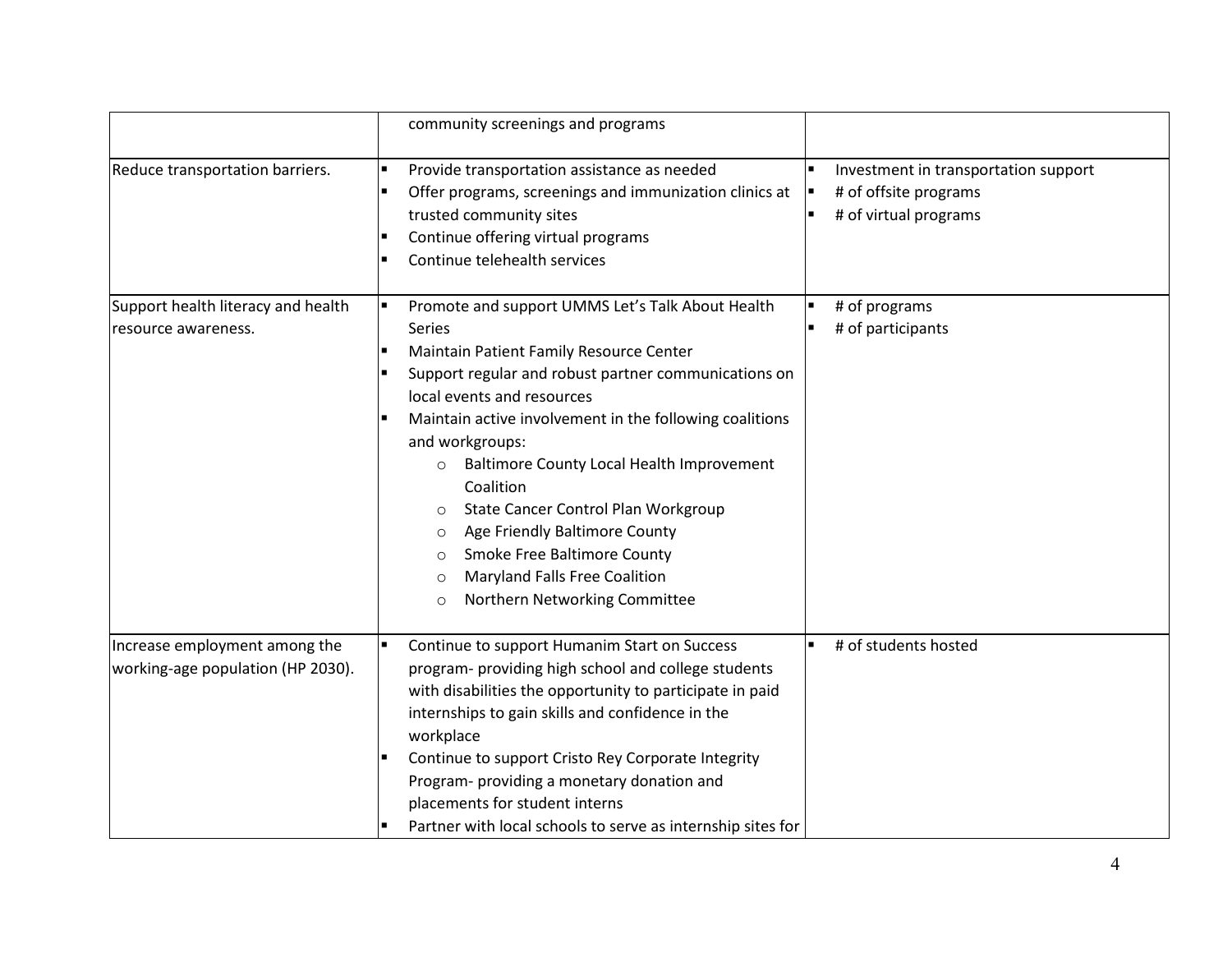| | | |
|---|---|---|
| | community screenings and programs | |
| Reduce transportation barriers. | ▪ Provide transportation assistance as needed<br>▪ Offer programs, screenings and immunization clinics at trusted community sites<br>▪ Continue offering virtual programs<br>▪ Continue telehealth services | ▪ Investment in transportation support<br>▪ # of offsite programs<br>▪ # of virtual programs |
| Support health literacy and health resource awareness. | ▪ Promote and support UMMS Let's Talk About Health Series<br>▪ Maintain Patient Family Resource Center<br>▪ Support regular and robust partner communications on local events and resources<br>▪ Maintain active involvement in the following coalitions and workgroups:<br>&nbsp;&nbsp;&nbsp;&nbsp;○ Baltimore County Local Health Improvement Coalition<br>&nbsp;&nbsp;&nbsp;&nbsp;○ State Cancer Control Plan Workgroup<br>&nbsp;&nbsp;&nbsp;&nbsp;○ Age Friendly Baltimore County<br>&nbsp;&nbsp;&nbsp;&nbsp;○ Smoke Free Baltimore County<br>&nbsp;&nbsp;&nbsp;&nbsp;○ Maryland Falls Free Coalition<br>&nbsp;&nbsp;&nbsp;&nbsp;○ Northern Networking Committee | ▪ # of programs<br>▪ # of participants |
| Increase employment among the working-age population (HP 2030). | ▪ Continue to support Humanim Start on Success program- providing high school and college students with disabilities the opportunity to participate in paid internships to gain skills and confidence in the workplace<br>▪ Continue to support Cristo Rey Corporate Integrity Program- providing a monetary donation and placements for student interns<br>▪ Partner with local schools to serve as internship sites for | ▪ # of students hosted |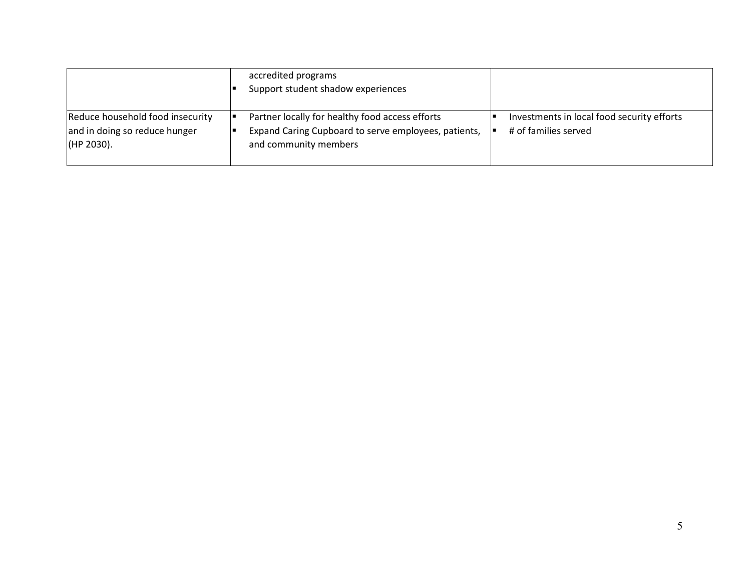| | | |
|---|---|---|
| | accredited programs<br>▪ Support student shadow experiences | |
| Reduce household food insecurity and in doing so reduce hunger (HP 2030). | ▪ Partner locally for healthy food access efforts<br>▪ Expand Caring Cupboard to serve employees, patients, and community members | ▪ Investments in local food security efforts<br>▪ # of families served |